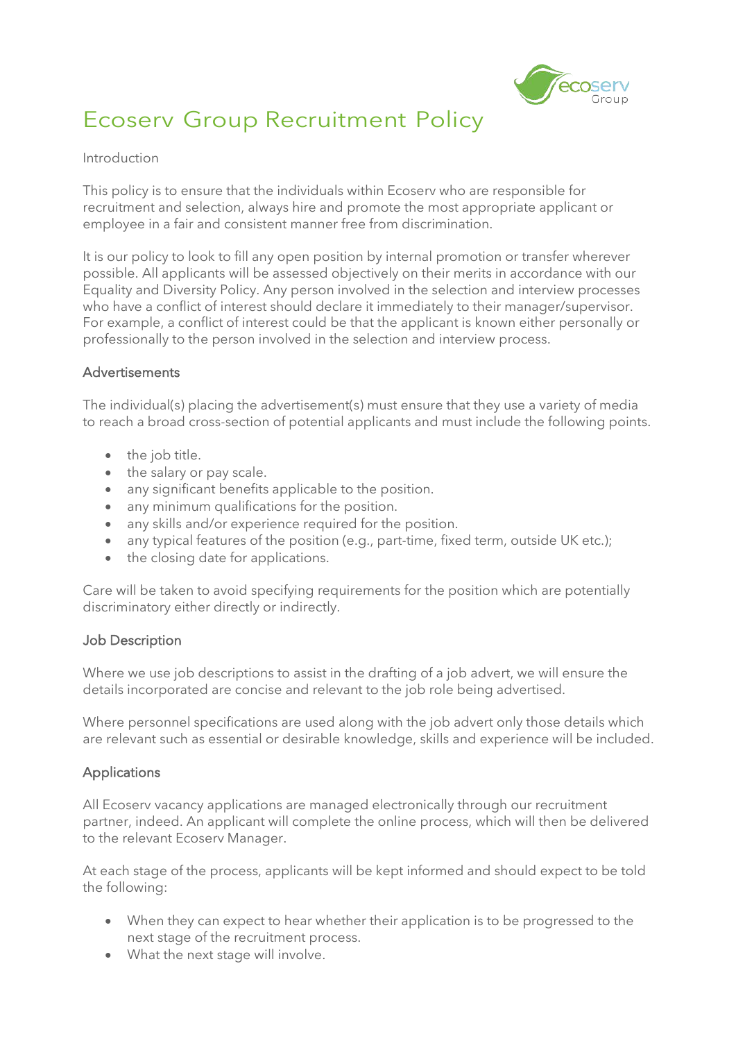# Ecoserv Group Recruitment Policy

## Introduction

This policy is to ensure that the individuals within Ecoserv who are responsible for recruitment and selection, always hire and promote the most appropriate applicant or employee in a fair and consistent manner free from discrimination.

It is our policy to look to fill any open position by internal promotion or transfer wherever possible. All applicants will be assessed objectively on their merits in accordance with our Equality and Diversity Policy. Any person involved in the selection and interview processes who have a conflict of interest should declare it immediately to their manager/supervisor. For example, a conflict of interest could be that the applicant is known either personally or professionally to the person involved in the selection and interview process.

## Advertisements

The individual(s) placing the advertisement(s) must ensure that they use a variety of media to reach a broad cross-section of potential applicants and must include the following points.

- the job title.
- the salary or pay scale.
- any significant benefits applicable to the position.
- any minimum qualifications for the position.
- any skills and/or experience required for the position.
- any typical features of the position (e.g., part-time, fixed term, outside UK etc.);
- the closing date for applications.

Care will be taken to avoid specifying requirements for the position which are potentially discriminatory either directly or indirectly.

## Job Description

Where we use job descriptions to assist in the drafting of a job advert, we will ensure the details incorporated are concise and relevant to the job role being advertised.

Where personnel specifications are used along with the job advert only those details which are relevant such as essential or desirable knowledge, skills and experience will be included.

## Applications

All Ecoserv vacancy applications are managed electronically through our recruitment partner, indeed. An applicant will complete the online process, which will then be delivered to the relevant Ecoserv Manager.

At each stage of the process, applicants will be kept informed and should expect to be told the following:

- When they can expect to hear whether their application is to be progressed to the next stage of the recruitment process.
- What the next stage will involve.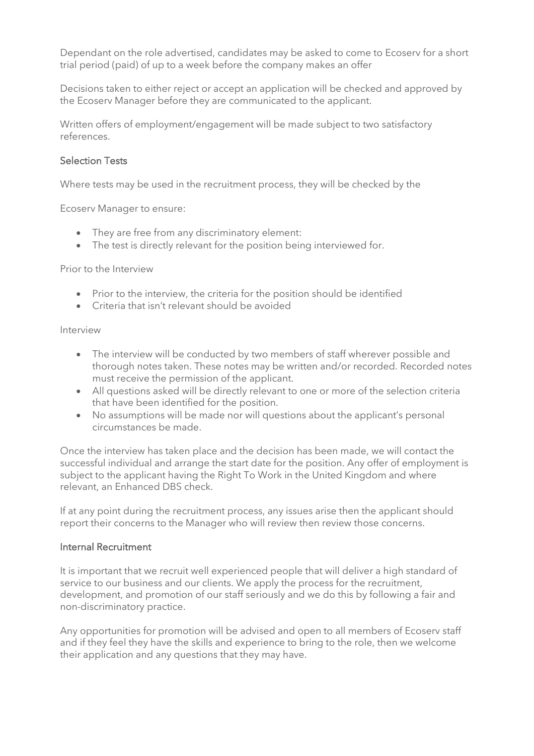Dependant on the role advertised, candidates may be asked to come to Ecoserv for a short trial period (paid) of up to a week before the company makes an offer

Decisions taken to either reject or accept an application will be checked and approved by the Ecoserv Manager before they are communicated to the applicant.

Written offers of employment/engagement will be made subject to two satisfactory references.

## Selection Tests

Where tests may be used in the recruitment process, they will be checked by the

Ecoserv Manager to ensure:

- They are free from any discriminatory element:
- The test is directly relevant for the position being interviewed for.

Prior to the Interview

- Prior to the interview, the criteria for the position should be identified
- Criteria that isn't relevant should be avoided

Interview

- The interview will be conducted by two members of staff wherever possible and thorough notes taken. These notes may be written and/or recorded. Recorded notes must receive the permission of the applicant.
- All questions asked will be directly relevant to one or more of the selection criteria that have been identified for the position.
- No assumptions will be made nor will questions about the applicant's personal circumstances be made.

Once the interview has taken place and the decision has been made, we will contact the successful individual and arrange the start date for the position. Any offer of employment is subject to the applicant having the Right To Work in the United Kingdom and where relevant, an Enhanced DBS check.

If at any point during the recruitment process, any issues arise then the applicant should report their concerns to the Manager who will review then review those concerns.

## Internal Recruitment

It is important that we recruit well experienced people that will deliver a high standard of service to our business and our clients. We apply the process for the recruitment, development, and promotion of our staff seriously and we do this by following a fair and non-discriminatory practice.

Any opportunities for promotion will be advised and open to all members of Ecoserv staff and if they feel they have the skills and experience to bring to the role, then we welcome their application and any questions that they may have.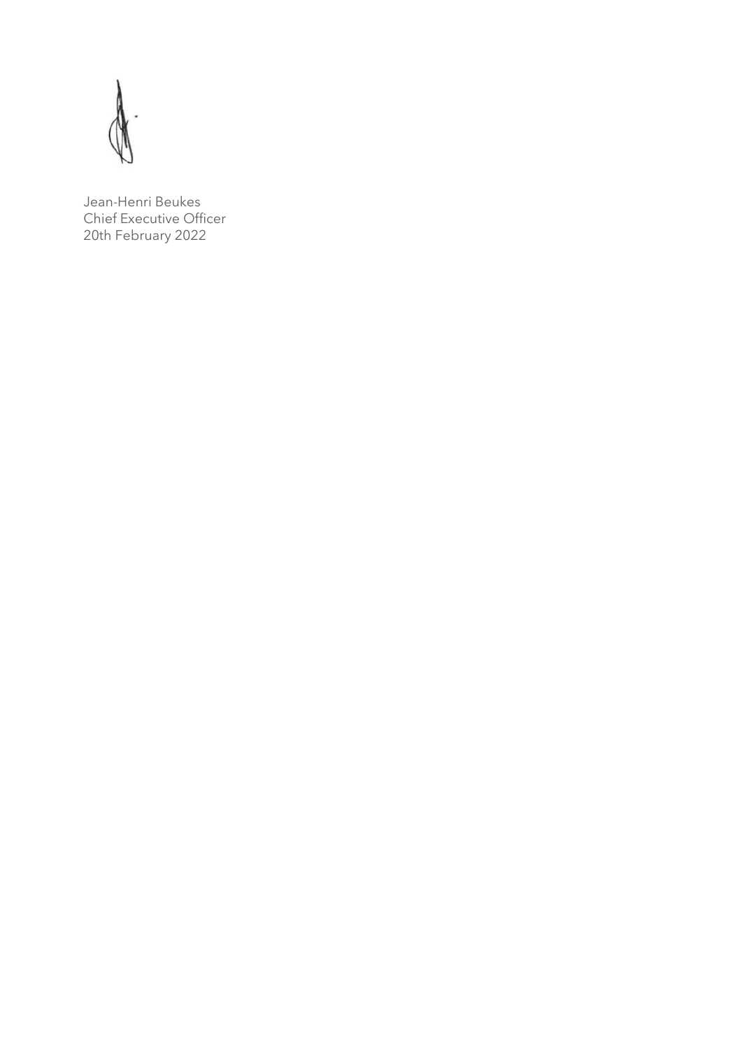Jean-Henri Beukes
Chief Executive Officer
20th February 2022